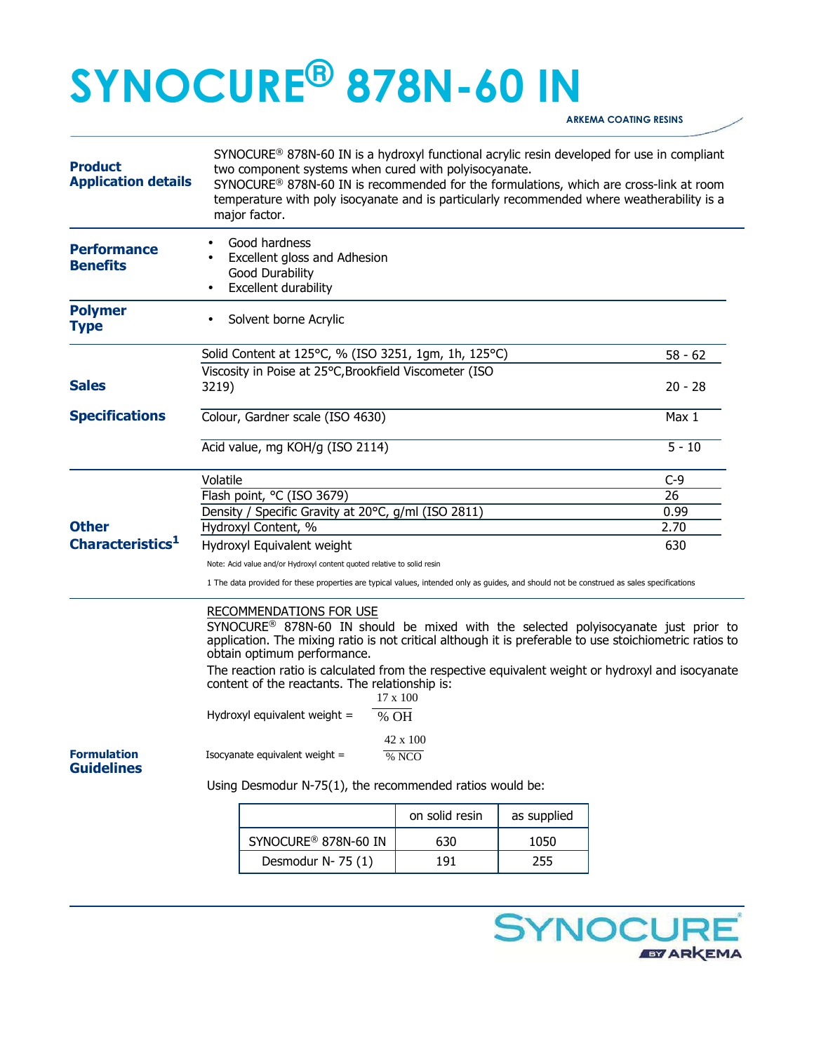# SYNOCURE® 878N-60 IN

ARKEMA COATING RESINS

## Product Application details

SYNOCURE® 878N-60 IN is a hydroxyl functional acrylic resin developed for use in compliant two component systems when cured with polyisocyanate.
SYNOCURE® 878N-60 IN is recommended for the formulations, which are cross-link at room temperature with poly isocyanate and is particularly recommended where weatherability is a major factor.

## Performance Benefits

- Good hardness
- Excellent gloss and Adhesion
  Good Durability
- Excellent durability

## Polymer Type

- Solvent borne Acrylic

## Sales Specifications

| | |
|---|---|
| Solid Content at 125°C, % (ISO 3251, 1gm, 1h, 125°C) | 58 - 62 |
| Viscosity in Poise at 25°C,Brookfield Viscometer (ISO 3219) | 20 - 28 |
| Colour, Gardner scale (ISO 4630) | Max 1 |
| Acid value, mg KOH/g (ISO 2114) | 5 - 10 |

## Other Characteristics[1]

| | |
|---|---|
| Volatile | C-9 |
| Flash point, °C (ISO 3679) | 26 |
| Density / Specific Gravity at 20°C, g/ml (ISO 2811) | 0.99 |
| Hydroxyl Content, % | 2.70 |
| Hydroxyl Equivalent weight | 630 |

Note: Acid value and/or Hydroxyl content quoted relative to solid resin

1 The data provided for these properties are typical values, intended only as guides, and should not be construed as sales specifications

## Formulation Guidelines

RECOMMENDATIONS FOR USE

SYNOCURE® 878N-60 IN should be mixed with the selected polyisocyanate just prior to application. The mixing ratio is not critical although it is preferable to use stoichiometric ratios to obtain optimum performance.

The reaction ratio is calculated from the respective equivalent weight or hydroxyl and isocyanate content of the reactants. The relationship is:

$$\text{Hydroxyl equivalent weight} = \frac{17 \times 100}{\% \text{ OH}}$$

$$\text{Isocyanate equivalent weight} = \frac{42 \times 100}{\% \text{ NCO}}$$

Using Desmodur N-75(1), the recommended ratios would be:

| | on solid resin | as supplied |
|---|---|---|
| SYNOCURE® 878N-60 IN | 630 | 1050 |
| Desmodur N- 75 (1) | 191 | 255 |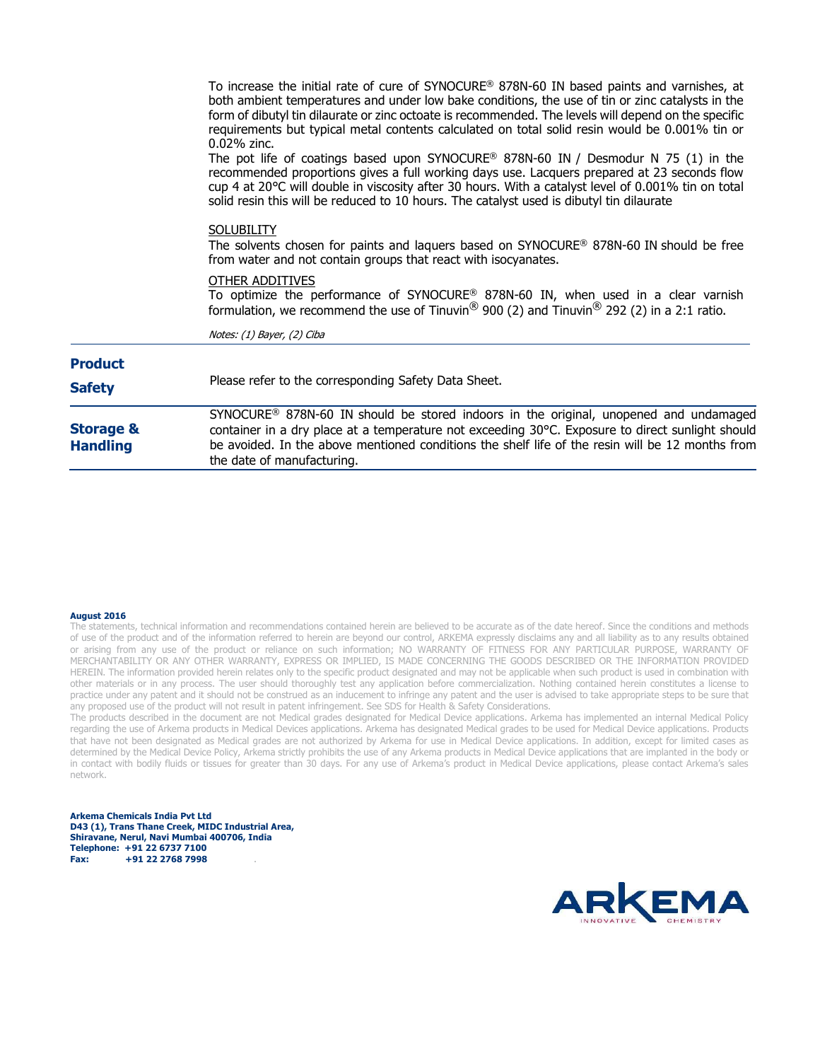To increase the initial rate of cure of SYNOCURE® 878N-60 IN based paints and varnishes, at both ambient temperatures and under low bake conditions, the use of tin or zinc catalysts in the form of dibutyl tin dilaurate or zinc octoate is recommended. The levels will depend on the specific requirements but typical metal contents calculated on total solid resin would be 0.001% tin or 0.02% zinc.

The pot life of coatings based upon SYNOCURE® 878N-60 IN / Desmodur N 75 (1) in the recommended proportions gives a full working days use. Lacquers prepared at 23 seconds flow cup 4 at 20°C will double in viscosity after 30 hours. With a catalyst level of 0.001% tin on total solid resin this will be reduced to 10 hours. The catalyst used is dibutyl tin dilaurate

SOLUBILITY

The solvents chosen for paints and laquers based on SYNOCURE® 878N-60 IN should be free from water and not contain groups that react with isocyanates.

OTHER ADDITIVES

To optimize the performance of SYNOCURE® 878N-60 IN, when used in a clear varnish formulation, we recommend the use of Tinuvin® 900 (2) and Tinuvin® 292 (2) in a 2:1 ratio.

*Notes: (1) Bayer, (2) Ciba*

## Product Safety

Please refer to the corresponding Safety Data Sheet.

## Storage & Handling

SYNOCURE® 878N-60 IN should be stored indoors in the original, unopened and undamaged container in a dry place at a temperature not exceeding 30°C. Exposure to direct sunlight should be avoided. In the above mentioned conditions the shelf life of the resin will be 12 months from the date of manufacturing.

**August 2016**

The statements, technical information and recommendations contained herein are believed to be accurate as of the date hereof. Since the conditions and methods of use of the product and of the information referred to herein are beyond our control, ARKEMA expressly disclaims any and all liability as to any results obtained or arising from any use of the product or reliance on such information; NO WARRANTY OF FITNESS FOR ANY PARTICULAR PURPOSE, WARRANTY OF MERCHANTABILITY OR ANY OTHER WARRANTY, EXPRESS OR IMPLIED, IS MADE CONCERNING THE GOODS DESCRIBED OR THE INFORMATION PROVIDED HEREIN. The information provided herein relates only to the specific product designated and may not be applicable when such product is used in combination with other materials or in any process. The user should thoroughly test any application before commercialization. Nothing contained herein constitutes a license to practice under any patent and it should not be construed as an inducement to infringe any patent and the user is advised to take appropriate steps to be sure that any proposed use of the product will not result in patent infringement. See SDS for Health & Safety Considerations.

The products described in the document are not Medical grades designated for Medical Device applications. Arkema has implemented an internal Medical Policy regarding the use of Arkema products in Medical Devices applications. Arkema has designated Medical grades to be used for Medical Device applications. Products that have not been designated as Medical grades are not authorized by Arkema for use in Medical Device applications. In addition, except for limited cases as determined by the Medical Device Policy, Arkema strictly prohibits the use of any Arkema products in Medical Device applications that are implanted in the body or in contact with bodily fluids or tissues for greater than 30 days. For any use of Arkema's product in Medical Device applications, please contact Arkema's sales network.

**Arkema Chemicals India Pvt Ltd**
**D43 (1), Trans Thane Creek, MIDC Industrial Area,**
**Shiravane, Nerul, Navi Mumbai 400706, India**
**Telephone: +91 22 6737 7100**
**Fax: +91 22 2768 7998**

ARKEMA INNOVATIVE CHEMISTRY